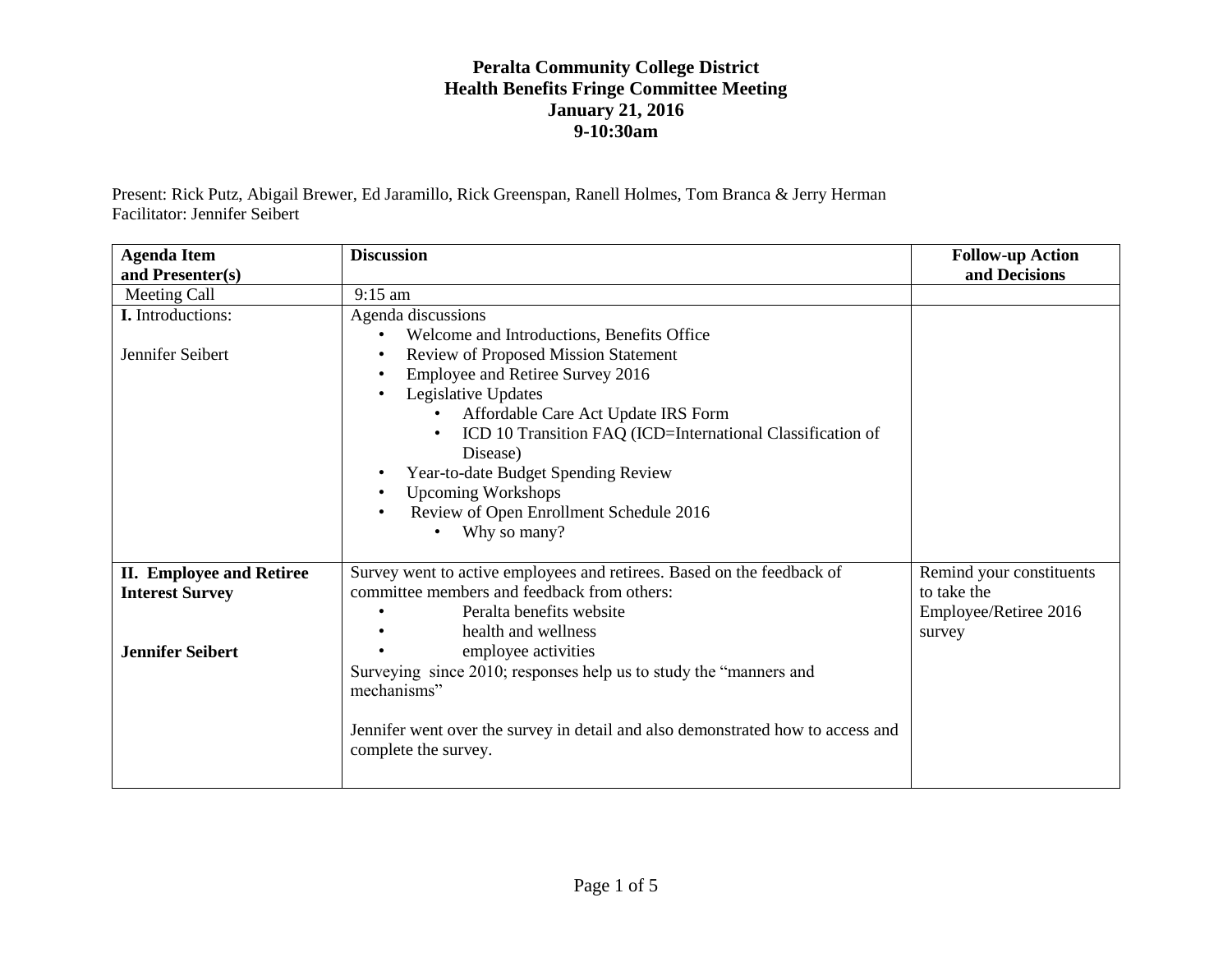# Peralta Community College District
## Health Benefits Fringe Committee Meeting
### January 21, 2016
### 9-10:30am

Present: Rick Putz, Abigail Brewer, Ed Jaramillo, Rick Greenspan, Ranell Holmes, Tom Branca & Jerry Herman
Facilitator: Jennifer Seibert

| **Agenda Item and Presenter(s)** | **Discussion** | **Follow-up Action and Decisions** |
|---|---|---|
| Meeting Call | 9:15 am | |
| **I.** Introductions:<br><br>Jennifer Seibert | Agenda discussions<br>• Welcome and Introductions, Benefits Office<br>• Review of Proposed Mission Statement<br>• Employee and Retiree Survey 2016<br>• Legislative Updates<br>&nbsp;&nbsp;&nbsp;&nbsp;• Affordable Care Act Update IRS Form<br>&nbsp;&nbsp;&nbsp;&nbsp;• ICD 10 Transition FAQ (ICD=International Classification of Disease)<br>• Year-to-date Budget Spending Review<br>• Upcoming Workshops<br>• Review of Open Enrollment Schedule 2016<br>&nbsp;&nbsp;&nbsp;&nbsp;• Why so many? | |
| **II. Employee and Retiree Interest Survey**<br><br>**Jennifer Seibert** | Survey went to active employees and retirees. Based on the feedback of committee members and feedback from others:<br>• Peralta benefits website<br>• health and wellness<br>• employee activities<br>Surveying since 2010; responses help us to study the "manners and mechanisms"<br><br>Jennifer went over the survey in detail and also demonstrated how to access and complete the survey. | Remind your constituents to take the Employee/Retiree 2016 survey |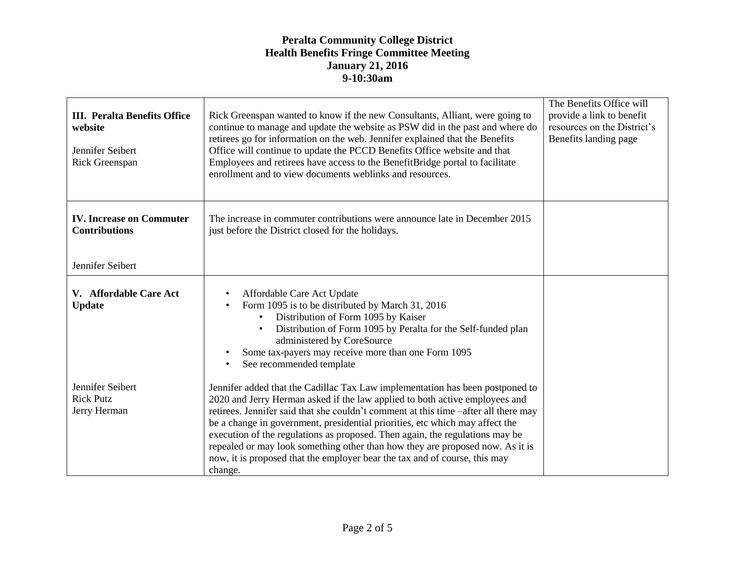# Peralta Community College District
## Health Benefits Fringe Committee Meeting
### January 21, 2016
### 9-10:30am

| | | |
|---|---|---|
| **III. Peralta Benefits Office website**<br><br>Jennifer Seibert<br>Rick Greenspan | Rick Greenspan wanted to know if the new Consultants, Alliant, were going to continue to manage and update the website as PSW did in the past and where do retirees go for information on the web. Jennifer explained that the Benefits Office will continue to update the PCCD Benefits Office website and that Employees and retirees have access to the BenefitBridge portal to facilitate enrollment and to view documents weblinks and resources. | The Benefits Office will provide a link to benefit resources on the District's Benefits landing page |
| **IV. Increase on Commuter Contributions**<br><br>Jennifer Seibert | The increase in commuter contributions were announce late in December 2015 just before the District closed for the holidays. | |
| **V. Affordable Care Act Update**<br><br>Jennifer Seibert<br>Rick Putz<br>Jerry Herman | • Affordable Care Act Update<br>• Form 1095 is to be distributed by March 31, 2016<br>&nbsp;&nbsp;&nbsp;&nbsp;• Distribution of Form 1095 by Kaiser<br>&nbsp;&nbsp;&nbsp;&nbsp;• Distribution of Form 1095 by Peralta for the Self-funded plan administered by CoreSource<br>• Some tax-payers may receive more than one Form 1095<br>• See recommended template<br><br>Jennifer added that the Cadillac Tax Law implementation has been postponed to 2020 and Jerry Herman asked if the law applied to both active employees and retirees. Jennifer said that she couldn't comment at this time –after all there may be a change in government, presidential priorities, etc which may affect the execution of the regulations as proposed. Then again, the regulations may be repealed or may look something other than how they are proposed now. As it is now, it is proposed that the employer bear the tax and of course, this may change. | |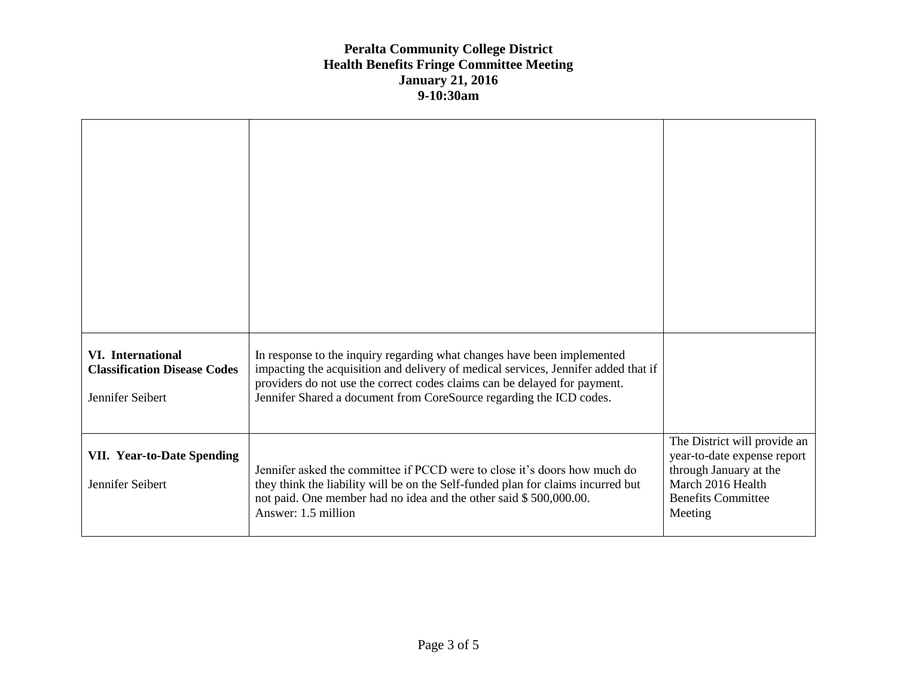**Peralta Community College District**
**Health Benefits Fringe Committee Meeting**
**January 21, 2016**
**9-10:30am**

| | | |
|---|---|---|
| | | |
| **VI. International Classification Disease Codes**<br><br>Jennifer Seibert | In response to the inquiry regarding what changes have been implemented impacting the acquisition and delivery of medical services, Jennifer added that if providers do not use the correct codes claims can be delayed for payment. Jennifer Shared a document from CoreSource regarding the ICD codes. | |
| **VII. Year-to-Date Spending**<br><br>Jennifer Seibert | Jennifer asked the committee if PCCD were to close it's doors how much do they think the liability will be on the Self-funded plan for claims incurred but not paid. One member had no idea and the other said $ 500,000.00.<br>Answer: 1.5 million | The District will provide an year-to-date expense report through January at the March 2016 Health Benefits Committee Meeting |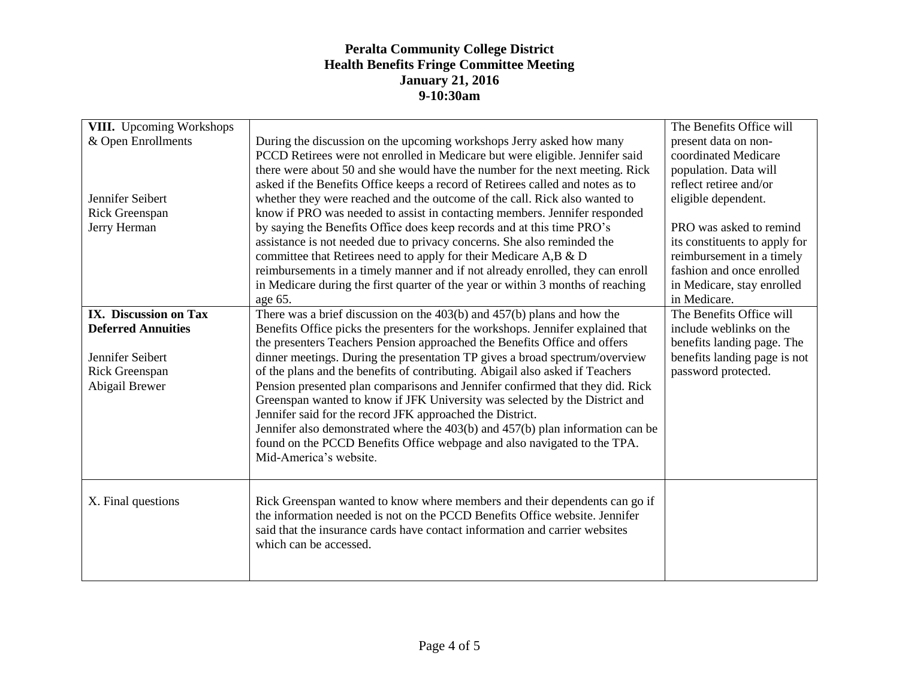**Peralta Community College District**
**Health Benefits Fringe Committee Meeting**
**January 21, 2016**
**9-10:30am**

| | | |
|---|---|---|
| **VIII.** Upcoming Workshops & Open Enrollments<br><br>Jennifer Seibert<br>Rick Greenspan<br>Jerry Herman | During the discussion on the upcoming workshops Jerry asked how many PCCD Retirees were not enrolled in Medicare but were eligible. Jennifer said there were about 50 and she would have the number for the next meeting. Rick asked if the Benefits Office keeps a record of Retirees called and notes as to whether they were reached and the outcome of the call. Rick also wanted to know if PRO was needed to assist in contacting members. Jennifer responded by saying the Benefits Office does keep records and at this time PRO's assistance is not needed due to privacy concerns. She also reminded the committee that Retirees need to apply for their Medicare A,B & D reimbursements in a timely manner and if not already enrolled, they can enroll in Medicare during the first quarter of the year or within 3 months of reaching age 65. | The Benefits Office will present data on non-coordinated Medicare population. Data will reflect retiree and/or eligible dependent.<br><br>PRO was asked to remind its constituents to apply for reimbursement in a timely fashion and once enrolled in Medicare, stay enrolled in Medicare. |
| **IX. Discussion on Tax Deferred Annuities**<br><br>Jennifer Seibert<br>Rick Greenspan<br>Abigail Brewer | There was a brief discussion on the 403(b) and 457(b) plans and how the Benefits Office picks the presenters for the workshops. Jennifer explained that the presenters Teachers Pension approached the Benefits Office and offers dinner meetings. During the presentation TP gives a broad spectrum/overview of the plans and the benefits of contributing. Abigail also asked if Teachers Pension presented plan comparisons and Jennifer confirmed that they did. Rick Greenspan wanted to know if JFK University was selected by the District and Jennifer said for the record JFK approached the District.<br>Jennifer also demonstrated where the 403(b) and 457(b) plan information can be found on the PCCD Benefits Office webpage and also navigated to the TPA. Mid-America's website. | The Benefits Office will include weblinks on the benefits landing page. The benefits landing page is not password protected. |
| X. Final questions | Rick Greenspan wanted to know where members and their dependents can go if the information needed is not on the PCCD Benefits Office website. Jennifer said that the insurance cards have contact information and carrier websites which can be accessed. | |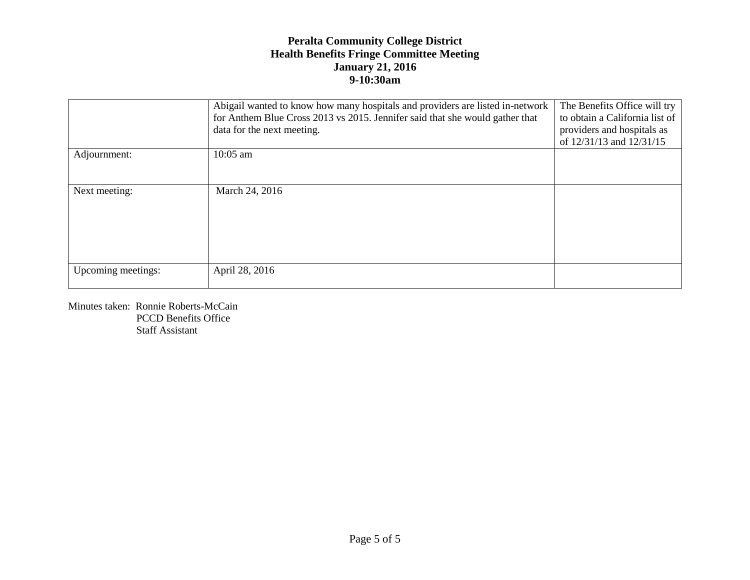**Peralta Community College District**
**Health Benefits Fringe Committee Meeting**
**January 21, 2016**
**9-10:30am**

| | | |
|---|---|---|
| | Abigail wanted to know how many hospitals and providers are listed in-network for Anthem Blue Cross 2013 vs 2015. Jennifer said that she would gather that data for the next meeting. | The Benefits Office will try to obtain a California list of providers and hospitals as of 12/31/13 and 12/31/15 |
| Adjournment: | 10:05 am | |
| Next meeting: | March 24, 2016 | |
| Upcoming meetings: | April 28, 2016 | |

Minutes taken: Ronnie Roberts-McCain
PCCD Benefits Office
Staff Assistant